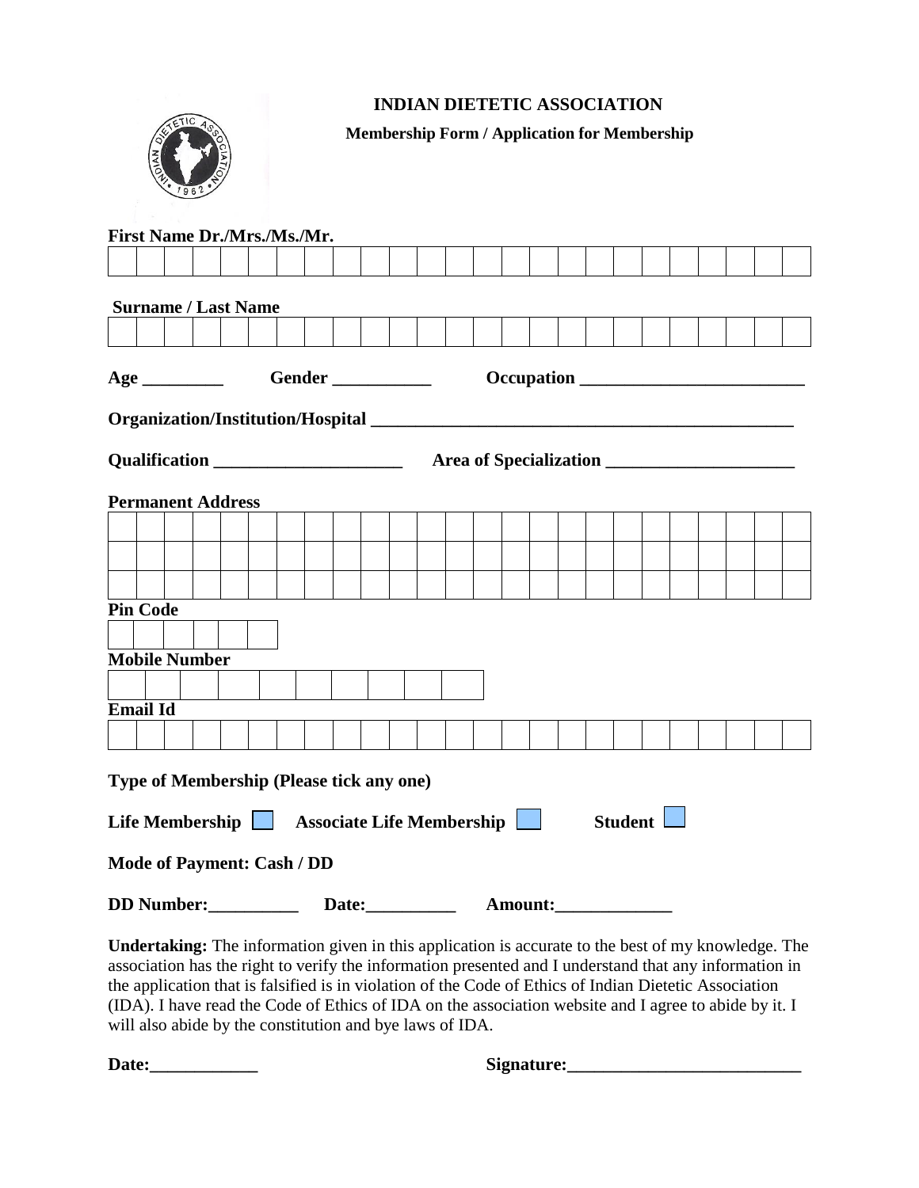# INDIAN DIETETIC ASSOCIATION

**Membership Form / Application for Membership**

**First Name Dr./Mrs./Ms./Mr.**

**Surname / Last Name**

**Age** _________ **Gender** ___________ **Occupation** _________________________

**Organization/Institution/Hospital** _______________________________________________

**Qualification** _____________________ **Area of Specialization** _____________________

**Permanent Address**

**Pin Code**

**Mobile Number**

**Email Id**

**Type of Membership (Please tick any one)**

**Life Membership** ☐ **Associate Life Membership** ☐ **Student** ☐

**Mode of Payment: Cash / DD**

**DD Number:**__________ **Date:**__________ **Amount:**_____________

**Undertaking:** The information given in this application is accurate to the best of my knowledge. The association has the right to verify the information presented and I understand that any information in the application that is falsified is in violation of the Code of Ethics of Indian Dietetic Association (IDA). I have read the Code of Ethics of IDA on the association website and I agree to abide by it. I will also abide by the constitution and bye laws of IDA.

**Date:**____________ **Signature:**__________________________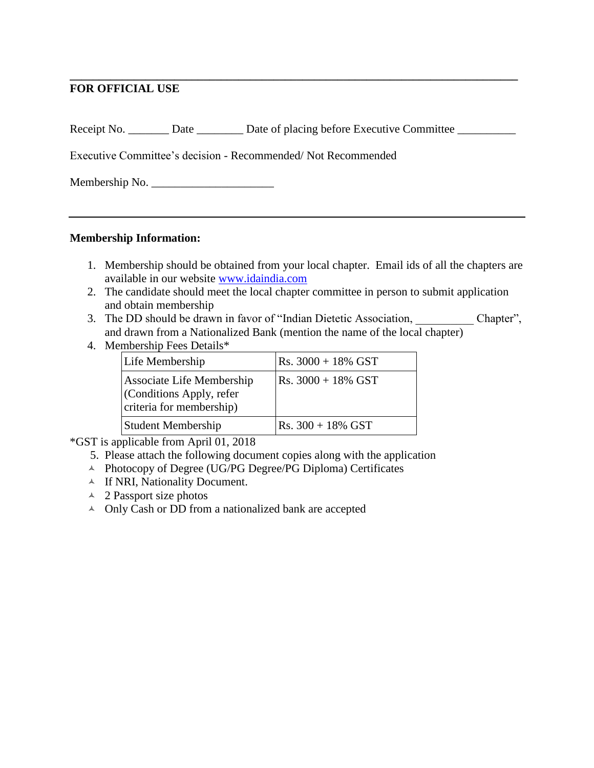## FOR OFFICIAL USE

Receipt No. _______ Date ________ Date of placing before Executive Committee __________

Executive Committee's decision - Recommended/ Not Recommended

Membership No. ____________________

---

**Membership Information:**

1. Membership should be obtained from your local chapter. Email ids of all the chapters are available in our website [www.idaindia.com](http://www.idaindia.com)
2. The candidate should meet the local chapter committee in person to submit application and obtain membership
3. The DD should be drawn in favor of "Indian Dietetic Association, __________ Chapter", and drawn from a Nationalized Bank (mention the name of the local chapter)
4. Membership Fees Details*

| | |
|---|---|
| Life Membership | Rs. 3000 + 18% GST |
| Associate Life Membership (Conditions Apply, refer criteria for membership) | Rs. 3000 + 18% GST |
| Student Membership | Rs. 300 + 18% GST |

*GST is applicable from April 01, 2018

5. Please attach the following document copies along with the application

- Photocopy of Degree (UG/PG Degree/PG Diploma) Certificates
- If NRI, Nationality Document.
- 2 Passport size photos
- Only Cash or DD from a nationalized bank are accepted